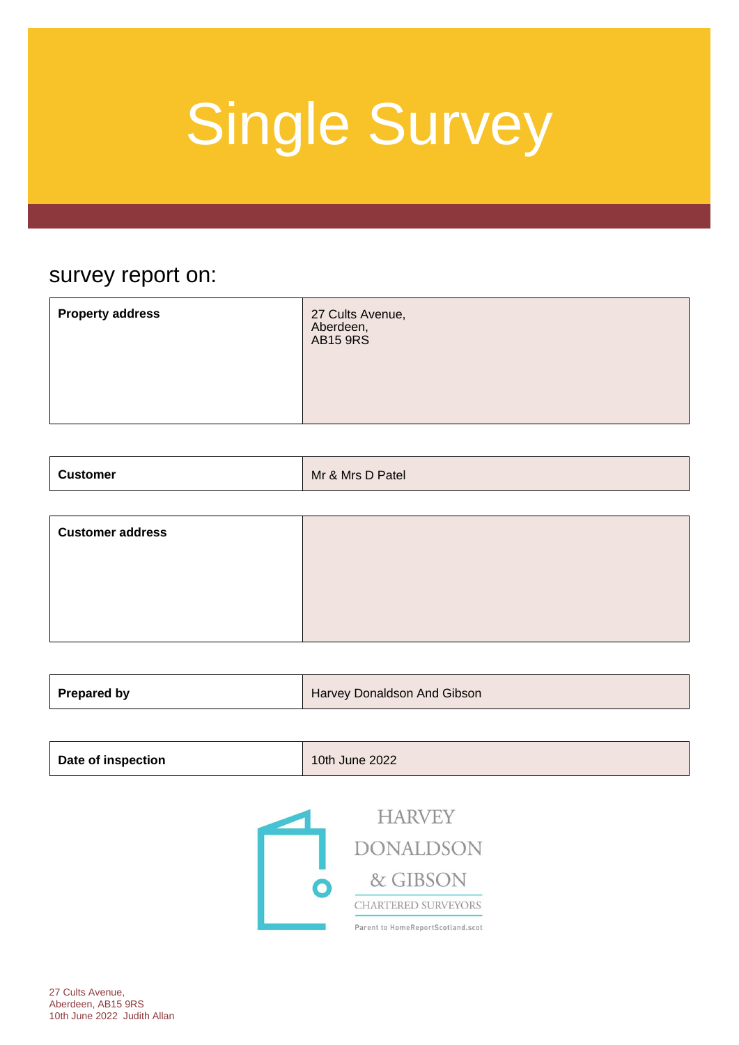# Single Survey

## survey report on:

| | |
|---|---|
| **Property address** | 27 Cults Avenue,<br>Aberdeen,<br>AB15 9RS |

| | |
|---|---|
| **Customer** | Mr & Mrs D Patel |

| | |
|---|---|
| **Customer address** | |

| | |
|---|---|
| **Prepared by** | Harvey Donaldson And Gibson |

| | |
|---|---|
| **Date of inspection** | 10th June 2022 |

HARVEY DONALDSON & GIBSON

CHARTERED SURVEYORS

Parent to HomeReportScotland.scot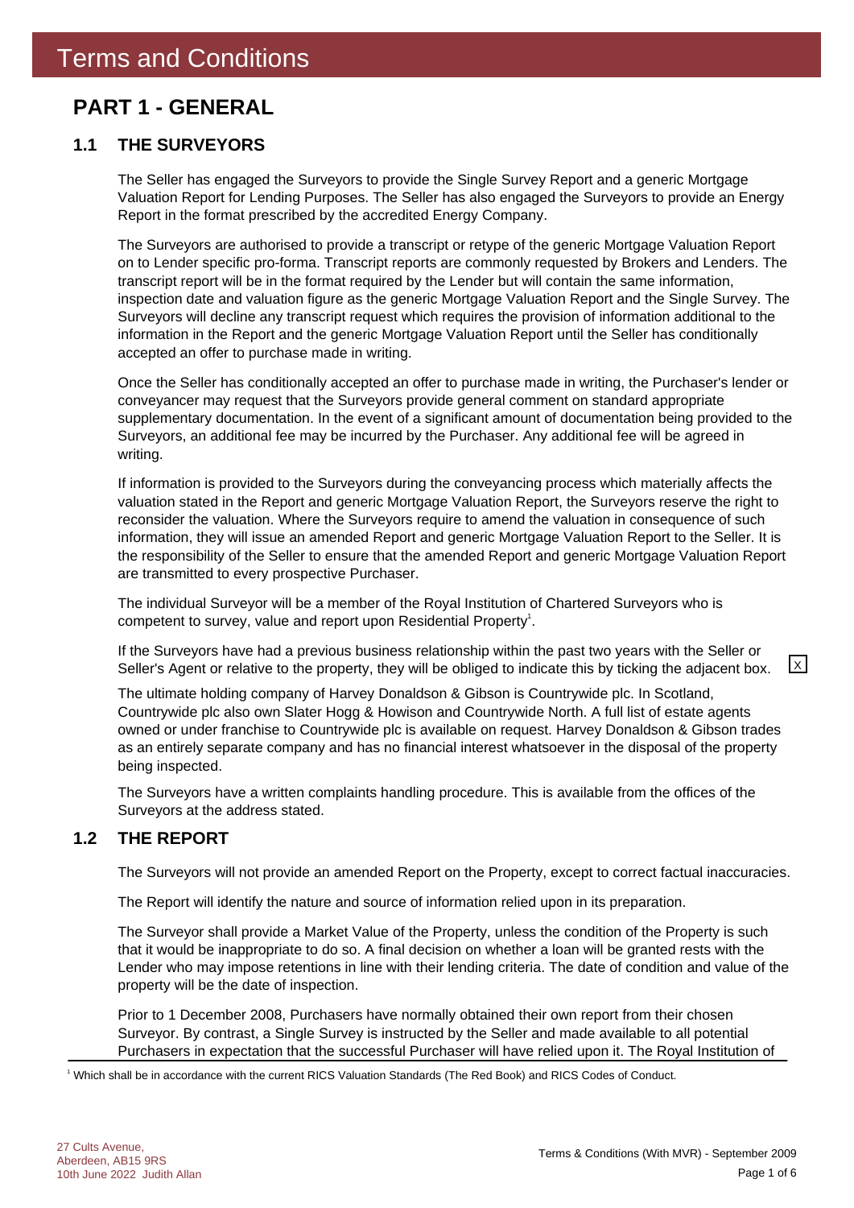# Terms and Conditions

## PART 1 - GENERAL

### 1.1 THE SURVEYORS

The Seller has engaged the Surveyors to provide the Single Survey Report and a generic Mortgage Valuation Report for Lending Purposes. The Seller has also engaged the Surveyors to provide an Energy Report in the format prescribed by the accredited Energy Company.

The Surveyors are authorised to provide a transcript or retype of the generic Mortgage Valuation Report on to Lender specific pro-forma. Transcript reports are commonly requested by Brokers and Lenders. The transcript report will be in the format required by the Lender but will contain the same information, inspection date and valuation figure as the generic Mortgage Valuation Report and the Single Survey. The Surveyors will decline any transcript request which requires the provision of information additional to the information in the Report and the generic Mortgage Valuation Report until the Seller has conditionally accepted an offer to purchase made in writing.

Once the Seller has conditionally accepted an offer to purchase made in writing, the Purchaser's lender or conveyancer may request that the Surveyors provide general comment on standard appropriate supplementary documentation. In the event of a significant amount of documentation being provided to the Surveyors, an additional fee may be incurred by the Purchaser. Any additional fee will be agreed in writing.

If information is provided to the Surveyors during the conveyancing process which materially affects the valuation stated in the Report and generic Mortgage Valuation Report, the Surveyors reserve the right to reconsider the valuation. Where the Surveyors require to amend the valuation in consequence of such information, they will issue an amended Report and generic Mortgage Valuation Report to the Seller. It is the responsibility of the Seller to ensure that the amended Report and generic Mortgage Valuation Report are transmitted to every prospective Purchaser.

The individual Surveyor will be a member of the Royal Institution of Chartered Surveyors who is competent to survey, value and report upon Residential Property[1].

If the Surveyors have had a previous business relationship within the past two years with the Seller or Seller's Agent or relative to the property, they will be obliged to indicate this by ticking the adjacent box. [X]

The ultimate holding company of Harvey Donaldson & Gibson is Countrywide plc. In Scotland, Countrywide plc also own Slater Hogg & Howison and Countrywide North. A full list of estate agents owned or under franchise to Countrywide plc is available on request. Harvey Donaldson & Gibson trades as an entirely separate company and has no financial interest whatsoever in the disposal of the property being inspected.

The Surveyors have a written complaints handling procedure. This is available from the offices of the Surveyors at the address stated.

### 1.2 THE REPORT

The Surveyors will not provide an amended Report on the Property, except to correct factual inaccuracies.

The Report will identify the nature and source of information relied upon in its preparation.

The Surveyor shall provide a Market Value of the Property, unless the condition of the Property is such that it would be inappropriate to do so. A final decision on whether a loan will be granted rests with the Lender who may impose retentions in line with their lending criteria. The date of condition and value of the property will be the date of inspection.

Prior to 1 December 2008, Purchasers have normally obtained their own report from their chosen Surveyor. By contrast, a Single Survey is instructed by the Seller and made available to all potential Purchasers in expectation that the successful Purchaser will have relied upon it. The Royal Institution of

[1] Which shall be in accordance with the current RICS Valuation Standards (The Red Book) and RICS Codes of Conduct.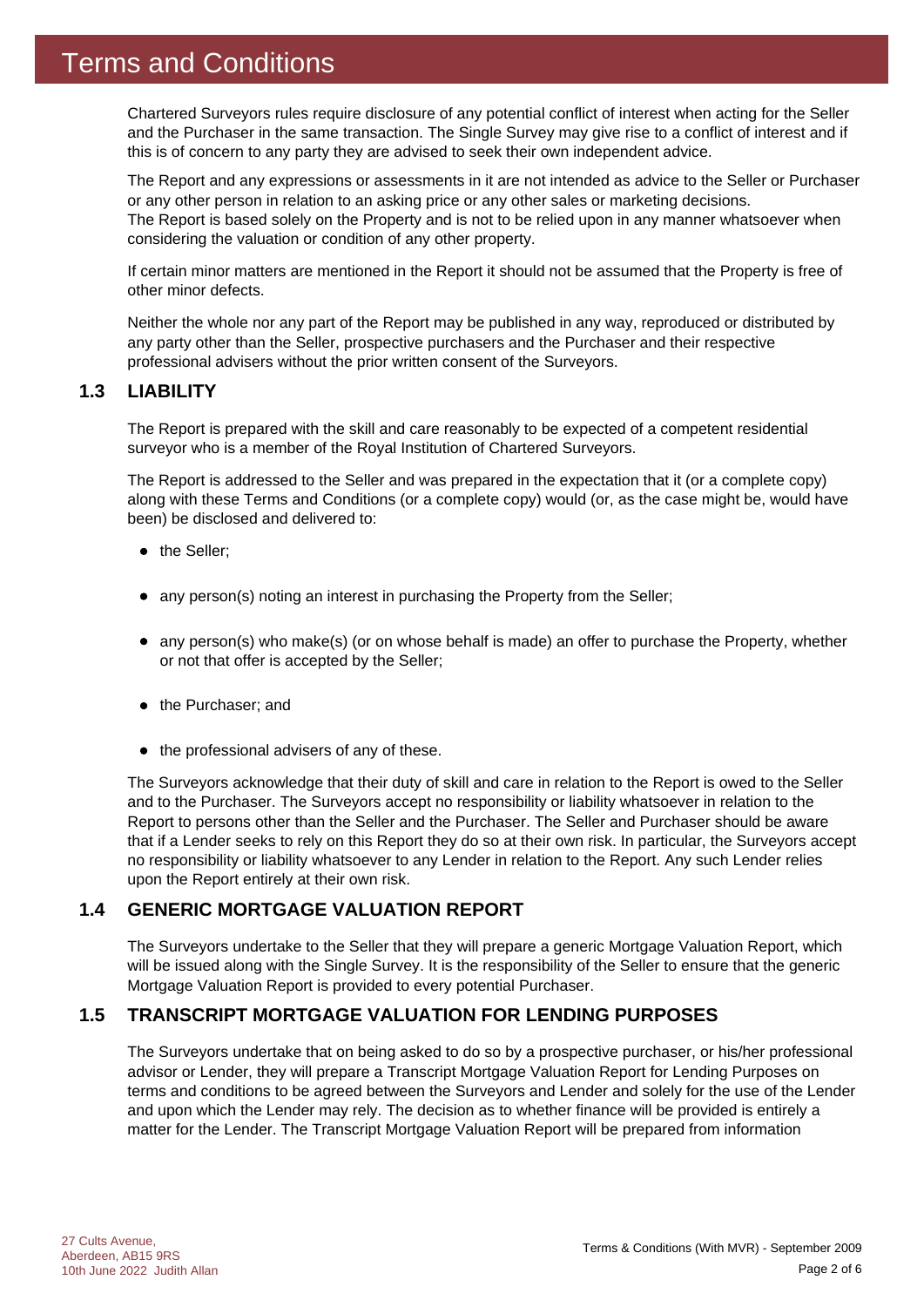# Terms and Conditions

Chartered Surveyors rules require disclosure of any potential conflict of interest when acting for the Seller and the Purchaser in the same transaction. The Single Survey may give rise to a conflict of interest and if this is of concern to any party they are advised to seek their own independent advice.

The Report and any expressions or assessments in it are not intended as advice to the Seller or Purchaser or any other person in relation to an asking price or any other sales or marketing decisions. The Report is based solely on the Property and is not to be relied upon in any manner whatsoever when considering the valuation or condition of any other property.

If certain minor matters are mentioned in the Report it should not be assumed that the Property is free of other minor defects.

Neither the whole nor any part of the Report may be published in any way, reproduced or distributed by any party other than the Seller, prospective purchasers and the Purchaser and their respective professional advisers without the prior written consent of the Surveyors.

## 1.3 LIABILITY

The Report is prepared with the skill and care reasonably to be expected of a competent residential surveyor who is a member of the Royal Institution of Chartered Surveyors.

The Report is addressed to the Seller and was prepared in the expectation that it (or a complete copy) along with these Terms and Conditions (or a complete copy) would (or, as the case might be, would have been) be disclosed and delivered to:

- the Seller;
- any person(s) noting an interest in purchasing the Property from the Seller;
- any person(s) who make(s) (or on whose behalf is made) an offer to purchase the Property, whether or not that offer is accepted by the Seller;
- the Purchaser; and
- the professional advisers of any of these.

The Surveyors acknowledge that their duty of skill and care in relation to the Report is owed to the Seller and to the Purchaser. The Surveyors accept no responsibility or liability whatsoever in relation to the Report to persons other than the Seller and the Purchaser. The Seller and Purchaser should be aware that if a Lender seeks to rely on this Report they do so at their own risk. In particular, the Surveyors accept no responsibility or liability whatsoever to any Lender in relation to the Report. Any such Lender relies upon the Report entirely at their own risk.

## 1.4 GENERIC MORTGAGE VALUATION REPORT

The Surveyors undertake to the Seller that they will prepare a generic Mortgage Valuation Report, which will be issued along with the Single Survey. It is the responsibility of the Seller to ensure that the generic Mortgage Valuation Report is provided to every potential Purchaser.

## 1.5 TRANSCRIPT MORTGAGE VALUATION FOR LENDING PURPOSES

The Surveyors undertake that on being asked to do so by a prospective purchaser, or his/her professional advisor or Lender, they will prepare a Transcript Mortgage Valuation Report for Lending Purposes on terms and conditions to be agreed between the Surveyors and Lender and solely for the use of the Lender and upon which the Lender may rely. The decision as to whether finance will be provided is entirely a matter for the Lender. The Transcript Mortgage Valuation Report will be prepared from information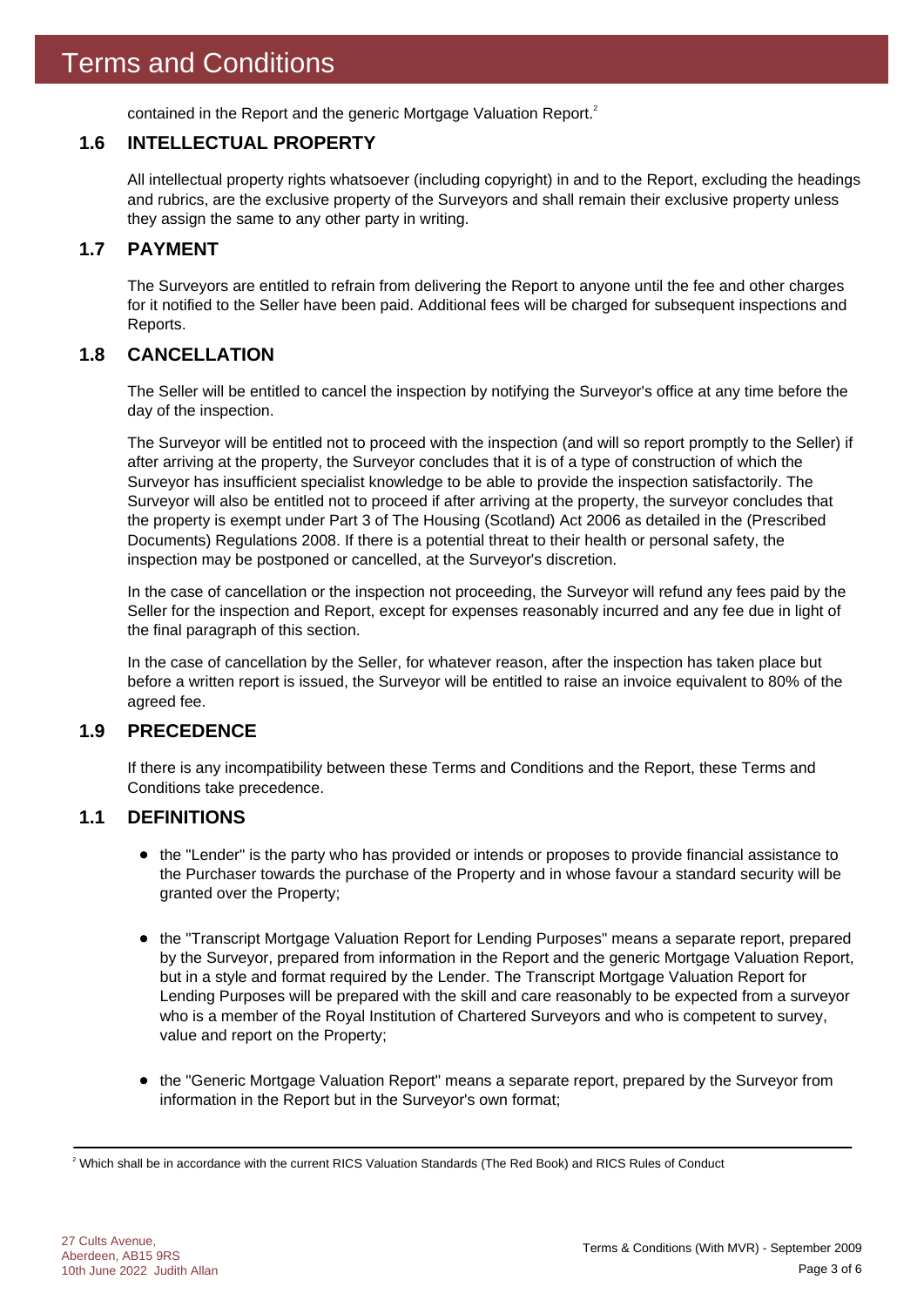# Terms and Conditions

contained in the Report and the generic Mortgage Valuation Report.[2]

## 1.6 INTELLECTUAL PROPERTY

All intellectual property rights whatsoever (including copyright) in and to the Report, excluding the headings and rubrics, are the exclusive property of the Surveyors and shall remain their exclusive property unless they assign the same to any other party in writing.

## 1.7 PAYMENT

The Surveyors are entitled to refrain from delivering the Report to anyone until the fee and other charges for it notified to the Seller have been paid. Additional fees will be charged for subsequent inspections and Reports.

## 1.8 CANCELLATION

The Seller will be entitled to cancel the inspection by notifying the Surveyor's office at any time before the day of the inspection.

The Surveyor will be entitled not to proceed with the inspection (and will so report promptly to the Seller) if after arriving at the property, the Surveyor concludes that it is of a type of construction of which the Surveyor has insufficient specialist knowledge to be able to provide the inspection satisfactorily. The Surveyor will also be entitled not to proceed if after arriving at the property, the surveyor concludes that the property is exempt under Part 3 of The Housing (Scotland) Act 2006 as detailed in the (Prescribed Documents) Regulations 2008. If there is a potential threat to their health or personal safety, the inspection may be postponed or cancelled, at the Surveyor's discretion.

In the case of cancellation or the inspection not proceeding, the Surveyor will refund any fees paid by the Seller for the inspection and Report, except for expenses reasonably incurred and any fee due in light of the final paragraph of this section.

In the case of cancellation by the Seller, for whatever reason, after the inspection has taken place but before a written report is issued, the Surveyor will be entitled to raise an invoice equivalent to 80% of the agreed fee.

## 1.9 PRECEDENCE

If there is any incompatibility between these Terms and Conditions and the Report, these Terms and Conditions take precedence.

## 1.1 DEFINITIONS

- the "Lender" is the party who has provided or intends or proposes to provide financial assistance to the Purchaser towards the purchase of the Property and in whose favour a standard security will be granted over the Property;

- the "Transcript Mortgage Valuation Report for Lending Purposes" means a separate report, prepared by the Surveyor, prepared from information in the Report and the generic Mortgage Valuation Report, but in a style and format required by the Lender. The Transcript Mortgage Valuation Report for Lending Purposes will be prepared with the skill and care reasonably to be expected from a surveyor who is a member of the Royal Institution of Chartered Surveyors and who is competent to survey, value and report on the Property;

- the "Generic Mortgage Valuation Report" means a separate report, prepared by the Surveyor from information in the Report but in the Surveyor's own format;

[2] Which shall be in accordance with the current RICS Valuation Standards (The Red Book) and RICS Rules of Conduct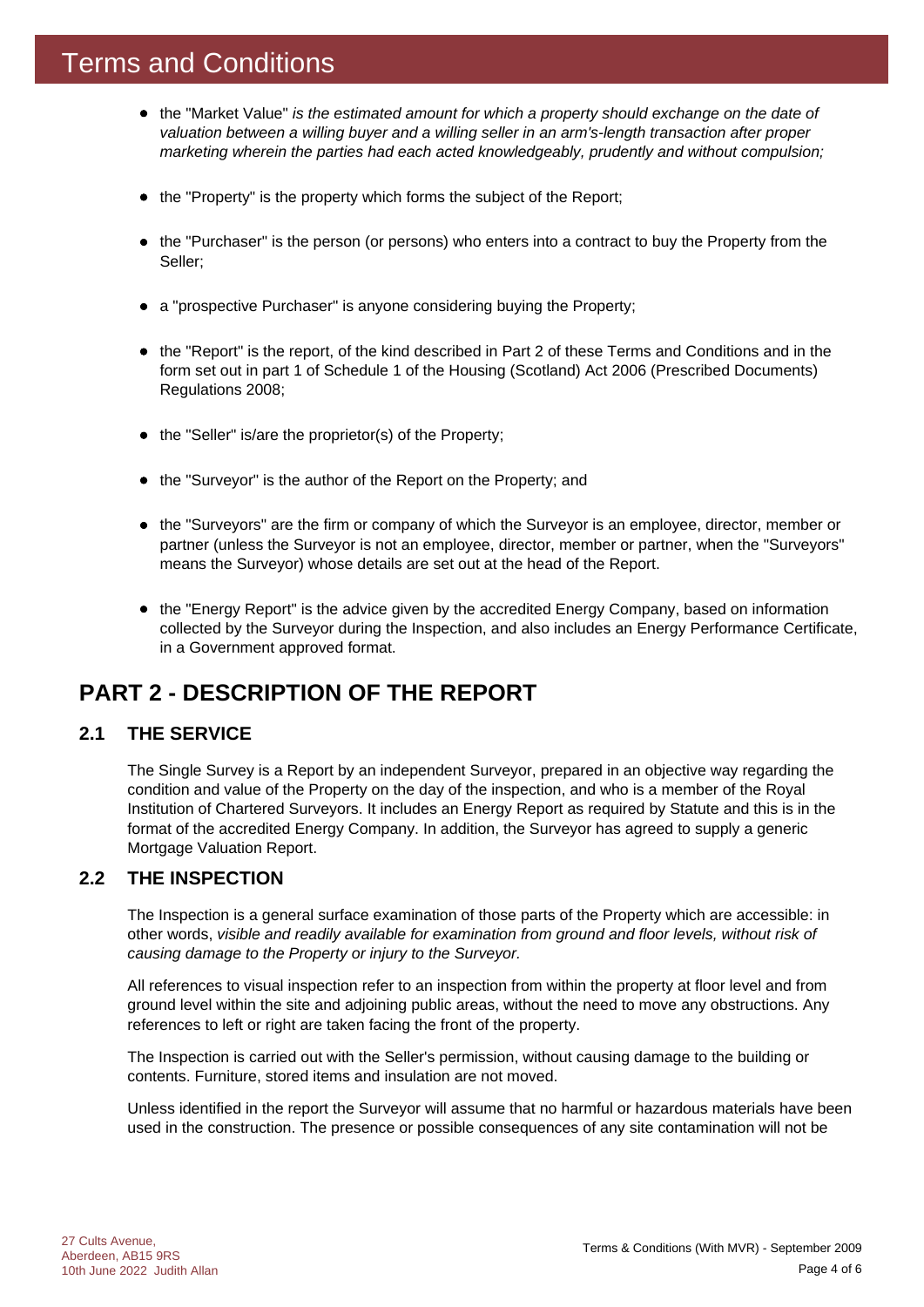# Terms and Conditions

- the "Market Value" *is the estimated amount for which a property should exchange on the date of valuation between a willing buyer and a willing seller in an arm's-length transaction after proper marketing wherein the parties had each acted knowledgeably, prudently and without compulsion;*
- the "Property" is the property which forms the subject of the Report;
- the "Purchaser" is the person (or persons) who enters into a contract to buy the Property from the Seller;
- a "prospective Purchaser" is anyone considering buying the Property;
- the "Report" is the report, of the kind described in Part 2 of these Terms and Conditions and in the form set out in part 1 of Schedule 1 of the Housing (Scotland) Act 2006 (Prescribed Documents) Regulations 2008;
- the "Seller" is/are the proprietor(s) of the Property;
- the "Surveyor" is the author of the Report on the Property; and
- the "Surveyors" are the firm or company of which the Surveyor is an employee, director, member or partner (unless the Surveyor is not an employee, director, member or partner, when the "Surveyors" means the Surveyor) whose details are set out at the head of the Report.
- the "Energy Report" is the advice given by the accredited Energy Company, based on information collected by the Surveyor during the Inspection, and also includes an Energy Performance Certificate, in a Government approved format.

## PART 2 - DESCRIPTION OF THE REPORT

### 2.1 THE SERVICE

The Single Survey is a Report by an independent Surveyor, prepared in an objective way regarding the condition and value of the Property on the day of the inspection, and who is a member of the Royal Institution of Chartered Surveyors. It includes an Energy Report as required by Statute and this is in the format of the accredited Energy Company. In addition, the Surveyor has agreed to supply a generic Mortgage Valuation Report.

### 2.2 THE INSPECTION

The Inspection is a general surface examination of those parts of the Property which are accessible: in other words, *visible and readily available for examination from ground and floor levels, without risk of causing damage to the Property or injury to the Surveyor.*

All references to visual inspection refer to an inspection from within the property at floor level and from ground level within the site and adjoining public areas, without the need to move any obstructions. Any references to left or right are taken facing the front of the property.

The Inspection is carried out with the Seller's permission, without causing damage to the building or contents. Furniture, stored items and insulation are not moved.

Unless identified in the report the Surveyor will assume that no harmful or hazardous materials have been used in the construction. The presence or possible consequences of any site contamination will not be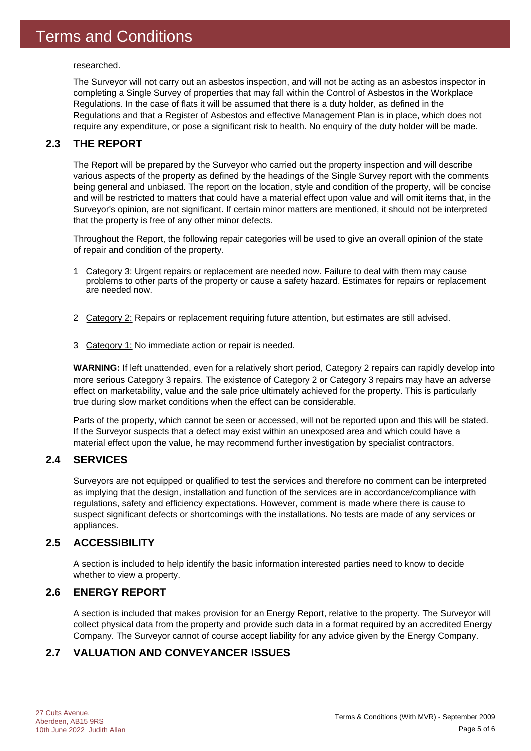researched.

The Surveyor will not carry out an asbestos inspection, and will not be acting as an asbestos inspector in completing a Single Survey of properties that may fall within the Control of Asbestos in the Workplace Regulations. In the case of flats it will be assumed that there is a duty holder, as defined in the Regulations and that a Register of Asbestos and effective Management Plan is in place, which does not require any expenditure, or pose a significant risk to health. No enquiry of the duty holder will be made.

## 2.3 THE REPORT

The Report will be prepared by the Surveyor who carried out the property inspection and will describe various aspects of the property as defined by the headings of the Single Survey report with the comments being general and unbiased. The report on the location, style and condition of the property, will be concise and will be restricted to matters that could have a material effect upon value and will omit items that, in the Surveyor's opinion, are not significant. If certain minor matters are mentioned, it should not be interpreted that the property is free of any other minor defects.

Throughout the Report, the following repair categories will be used to give an overall opinion of the state of repair and condition of the property.

1. Category 3: Urgent repairs or replacement are needed now. Failure to deal with them may cause problems to other parts of the property or cause a safety hazard. Estimates for repairs or replacement are needed now.

2. Category 2: Repairs or replacement requiring future attention, but estimates are still advised.

3. Category 1: No immediate action or repair is needed.

**WARNING:** If left unattended, even for a relatively short period, Category 2 repairs can rapidly develop into more serious Category 3 repairs. The existence of Category 2 or Category 3 repairs may have an adverse effect on marketability, value and the sale price ultimately achieved for the property. This is particularly true during slow market conditions when the effect can be considerable.

Parts of the property, which cannot be seen or accessed, will not be reported upon and this will be stated. If the Surveyor suspects that a defect may exist within an unexposed area and which could have a material effect upon the value, he may recommend further investigation by specialist contractors.

## 2.4 SERVICES

Surveyors are not equipped or qualified to test the services and therefore no comment can be interpreted as implying that the design, installation and function of the services are in accordance/compliance with regulations, safety and efficiency expectations. However, comment is made where there is cause to suspect significant defects or shortcomings with the installations. No tests are made of any services or appliances.

## 2.5 ACCESSIBILITY

A section is included to help identify the basic information interested parties need to know to decide whether to view a property.

## 2.6 ENERGY REPORT

A section is included that makes provision for an Energy Report, relative to the property. The Surveyor will collect physical data from the property and provide such data in a format required by an accredited Energy Company. The Surveyor cannot of course accept liability for any advice given by the Energy Company.

## 2.7 VALUATION AND CONVEYANCER ISSUES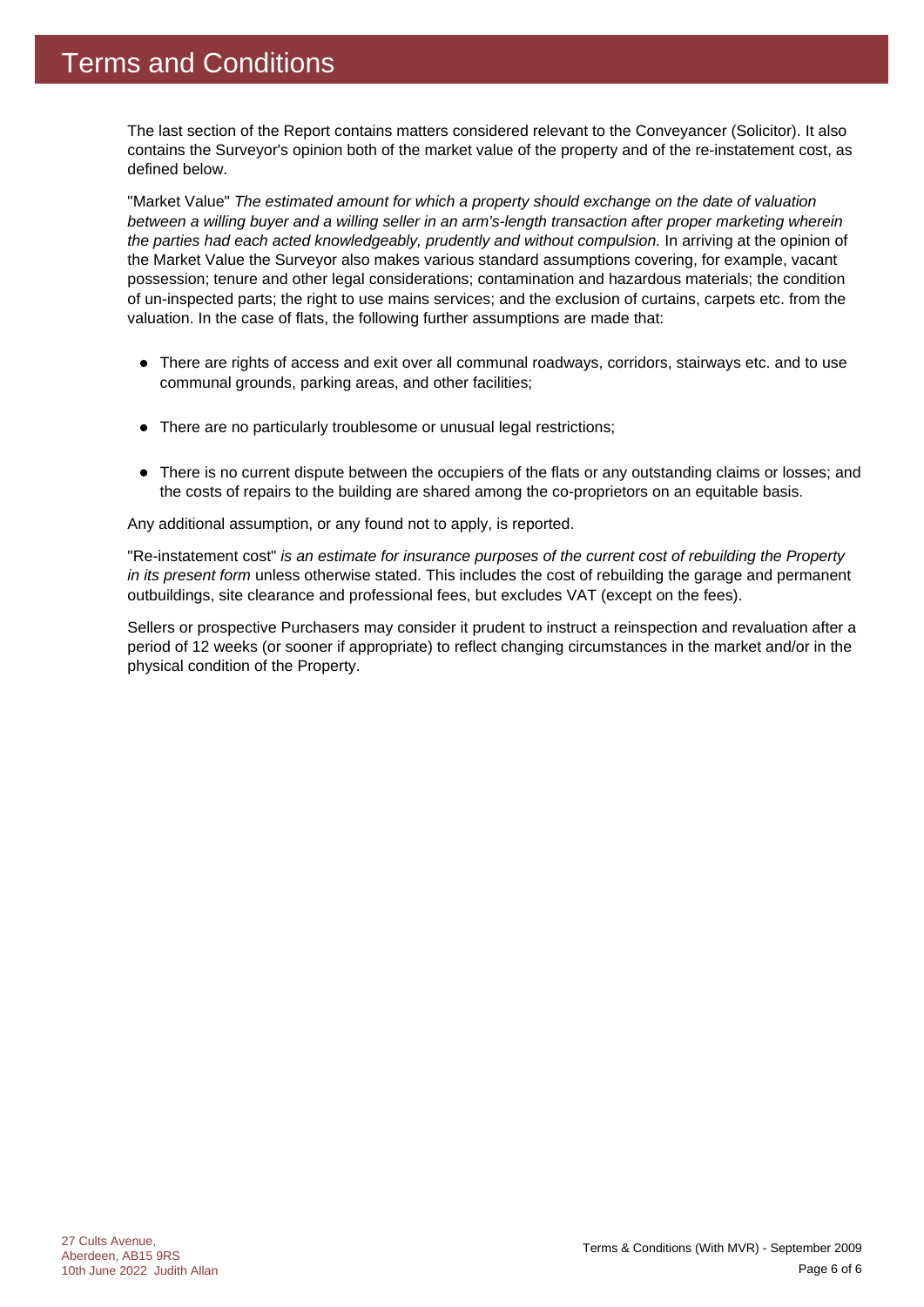# Terms and Conditions

The last section of the Report contains matters considered relevant to the Conveyancer (Solicitor). It also contains the Surveyor's opinion both of the market value of the property and of the re-instatement cost, as defined below.

"Market Value" *The estimated amount for which a property should exchange on the date of valuation between a willing buyer and a willing seller in an arm's-length transaction after proper marketing wherein the parties had each acted knowledgeably, prudently and without compulsion.* In arriving at the opinion of the Market Value the Surveyor also makes various standard assumptions covering, for example, vacant possession; tenure and other legal considerations; contamination and hazardous materials; the condition of un-inspected parts; the right to use mains services; and the exclusion of curtains, carpets etc. from the valuation. In the case of flats, the following further assumptions are made that:

- There are rights of access and exit over all communal roadways, corridors, stairways etc. and to use communal grounds, parking areas, and other facilities;
- There are no particularly troublesome or unusual legal restrictions;
- There is no current dispute between the occupiers of the flats or any outstanding claims or losses; and the costs of repairs to the building are shared among the co-proprietors on an equitable basis.

Any additional assumption, or any found not to apply, is reported.

"Re-instatement cost" *is an estimate for insurance purposes of the current cost of rebuilding the Property in its present form* unless otherwise stated. This includes the cost of rebuilding the garage and permanent outbuildings, site clearance and professional fees, but excludes VAT (except on the fees).

Sellers or prospective Purchasers may consider it prudent to instruct a reinspection and revaluation after a period of 12 weeks (or sooner if appropriate) to reflect changing circumstances in the market and/or in the physical condition of the Property.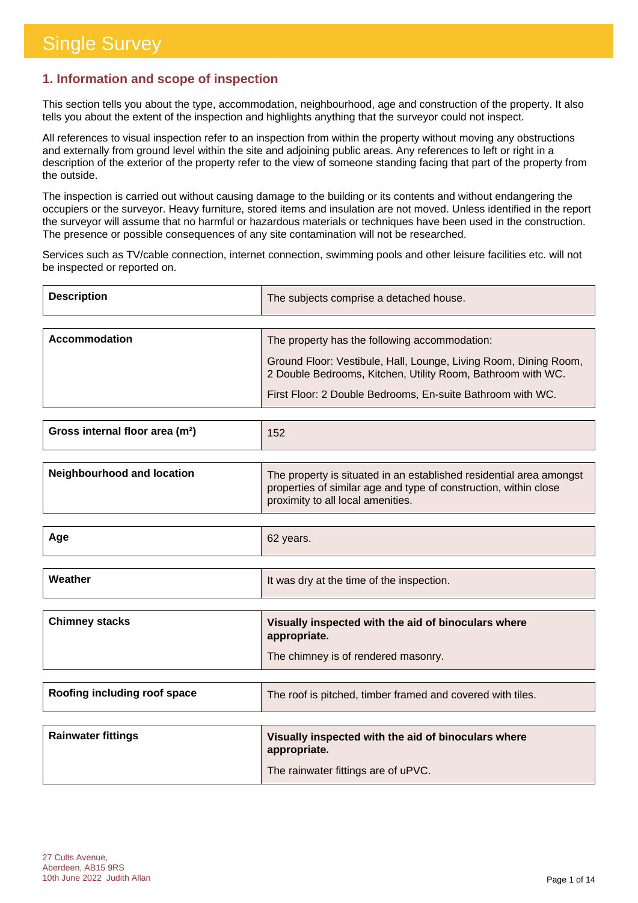# Single Survey

## 1. Information and scope of inspection

This section tells you about the type, accommodation, neighbourhood, age and construction of the property. It also tells you about the extent of the inspection and highlights anything that the surveyor could not inspect.

All references to visual inspection refer to an inspection from within the property without moving any obstructions and externally from ground level within the site and adjoining public areas. Any references to left or right in a description of the exterior of the property refer to the view of someone standing facing that part of the property from the outside.

The inspection is carried out without causing damage to the building or its contents and without endangering the occupiers or the surveyor. Heavy furniture, stored items and insulation are not moved. Unless identified in the report the surveyor will assume that no harmful or hazardous materials or techniques have been used in the construction. The presence or possible consequences of any site contamination will not be researched.

Services such as TV/cable connection, internet connection, swimming pools and other leisure facilities etc. will not be inspected or reported on.

| | |
|---|---|
| **Description** | The subjects comprise a detached house. |
| **Accommodation** | The property has the following accommodation:<br><br>Ground Floor: Vestibule, Hall, Lounge, Living Room, Dining Room, 2 Double Bedrooms, Kitchen, Utility Room, Bathroom with WC.<br><br>First Floor: 2 Double Bedrooms, En-suite Bathroom with WC. |
| **Gross internal floor area (m²)** | 152 |
| **Neighbourhood and location** | The property is situated in an established residential area amongst properties of similar age and type of construction, within close proximity to all local amenities. |
| **Age** | 62 years. |
| **Weather** | It was dry at the time of the inspection. |
| **Chimney stacks** | **Visually inspected with the aid of binoculars where appropriate.**<br><br>The chimney is of rendered masonry. |
| **Roofing including roof space** | The roof is pitched, timber framed and covered with tiles. |
| **Rainwater fittings** | **Visually inspected with the aid of binoculars where appropriate.**<br><br>The rainwater fittings are of uPVC. |

27 Cults Avenue,
Aberdeen, AB15 9RS
10th June 2022 Judith Allan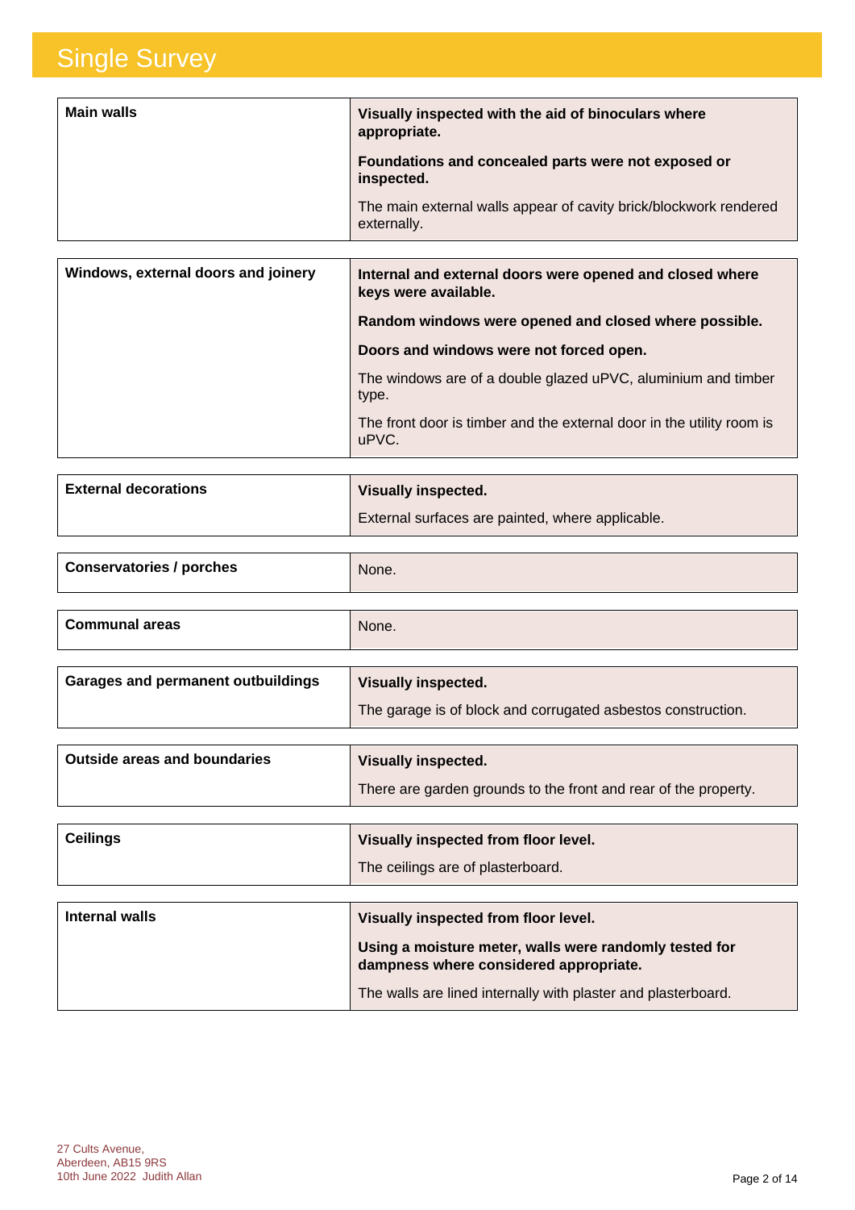# Single Survey

| Main walls | **Visually inspected with the aid of binoculars where appropriate.**<br><br>**Foundations and concealed parts were not exposed or inspected.**<br><br>The main external walls appear of cavity brick/blockwork rendered externally. |
|---|---|

| Windows, external doors and joinery | **Internal and external doors were opened and closed where keys were available.**<br><br>**Random windows were opened and closed where possible.**<br><br>**Doors and windows were not forced open.**<br><br>The windows are of a double glazed uPVC, aluminium and timber type.<br><br>The front door is timber and the external door in the utility room is uPVC. |
|---|---|

| External decorations | **Visually inspected.**<br><br>External surfaces are painted, where applicable. |
|---|---|

| Conservatories / porches | None. |
|---|---|

| Communal areas | None. |
|---|---|

| Garages and permanent outbuildings | **Visually inspected.**<br><br>The garage is of block and corrugated asbestos construction. |
|---|---|

| Outside areas and boundaries | **Visually inspected.**<br><br>There are garden grounds to the front and rear of the property. |
|---|---|

| Ceilings | **Visually inspected from floor level.**<br><br>The ceilings are of plasterboard. |
|---|---|

| Internal walls | **Visually inspected from floor level.**<br><br>**Using a moisture meter, walls were randomly tested for dampness where considered appropriate.**<br><br>The walls are lined internally with plaster and plasterboard. |
|---|---|

27 Cults Avenue,
Aberdeen, AB15 9RS
10th June 2022 Judith Allan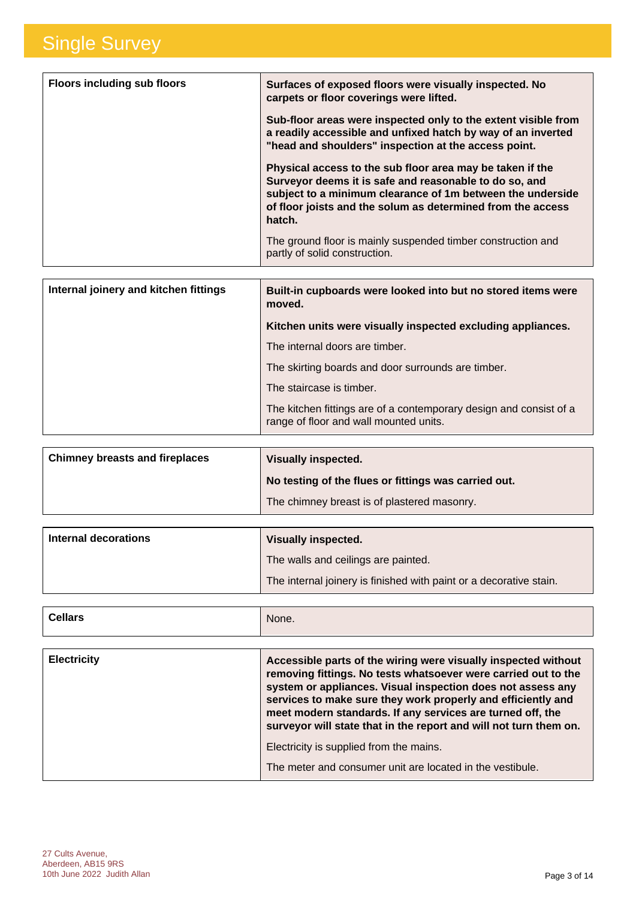| Floors including sub floors | **Surfaces of exposed floors were visually inspected. No carpets or floor coverings were lifted.**<br><br>**Sub-floor areas were inspected only to the extent visible from a readily accessible and unfixed hatch by way of an inverted "head and shoulders" inspection at the access point.**<br><br>**Physical access to the sub floor area may be taken if the Surveyor deems it is safe and reasonable to do so, and subject to a minimum clearance of 1m between the underside of floor joists and the solum as determined from the access hatch.**<br><br>The ground floor is mainly suspended timber construction and partly of solid construction. |
|---|---|

| Internal joinery and kitchen fittings | **Built-in cupboards were looked into but no stored items were moved.**<br><br>**Kitchen units were visually inspected excluding appliances.**<br><br>The internal doors are timber.<br><br>The skirting boards and door surrounds are timber.<br><br>The staircase is timber.<br><br>The kitchen fittings are of a contemporary design and consist of a range of floor and wall mounted units. |
|---|---|

| Chimney breasts and fireplaces | **Visually inspected.**<br><br>**No testing of the flues or fittings was carried out.**<br><br>The chimney breast is of plastered masonry. |
|---|---|

| Internal decorations | **Visually inspected.**<br><br>The walls and ceilings are painted.<br><br>The internal joinery is finished with paint or a decorative stain. |
|---|---|

| Cellars | None. |
|---|---|

| Electricity | **Accessible parts of the wiring were visually inspected without removing fittings. No tests whatsoever were carried out to the system or appliances. Visual inspection does not assess any services to make sure they work properly and efficiently and meet modern standards. If any services are turned off, the surveyor will state that in the report and will not turn them on.**<br><br>Electricity is supplied from the mains.<br><br>The meter and consumer unit are located in the vestibule. |
|---|---|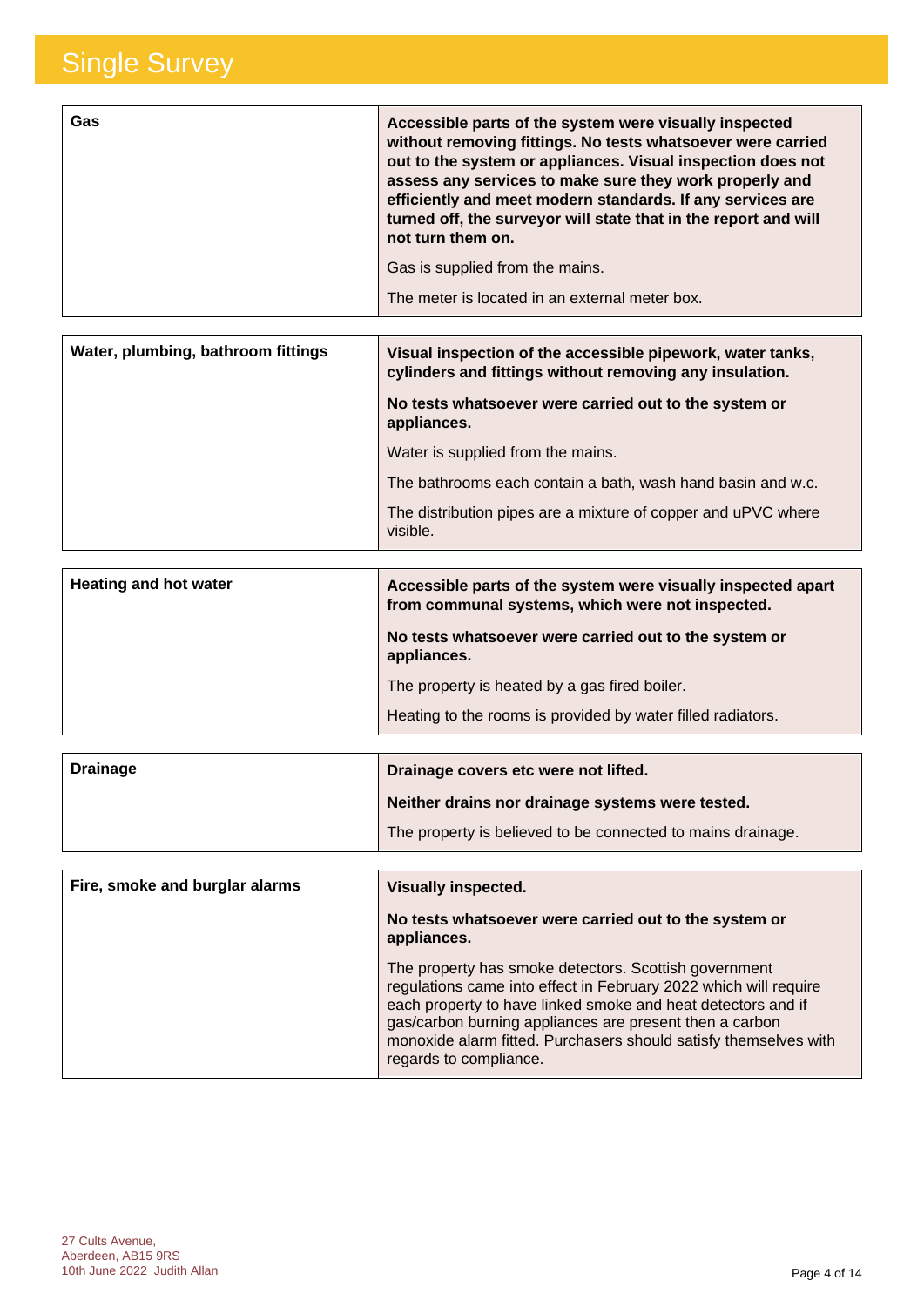| Gas | **Accessible parts of the system were visually inspected without removing fittings. No tests whatsoever were carried out to the system or appliances. Visual inspection does not assess any services to make sure they work properly and efficiently and meet modern standards. If any services are turned off, the surveyor will state that in the report and will not turn them on.**<br><br>Gas is supplied from the mains.<br><br>The meter is located in an external meter box. |
|---|---|

| Water, plumbing, bathroom fittings | **Visual inspection of the accessible pipework, water tanks, cylinders and fittings without removing any insulation.**<br><br>**No tests whatsoever were carried out to the system or appliances.**<br><br>Water is supplied from the mains.<br><br>The bathrooms each contain a bath, wash hand basin and w.c.<br><br>The distribution pipes are a mixture of copper and uPVC where visible. |
|---|---|

| Heating and hot water | **Accessible parts of the system were visually inspected apart from communal systems, which were not inspected.**<br><br>**No tests whatsoever were carried out to the system or appliances.**<br><br>The property is heated by a gas fired boiler.<br><br>Heating to the rooms is provided by water filled radiators. |
|---|---|

| Drainage | **Drainage covers etc were not lifted.**<br><br>**Neither drains nor drainage systems were tested.**<br><br>The property is believed to be connected to mains drainage. |
|---|---|

| Fire, smoke and burglar alarms | **Visually inspected.**<br><br>**No tests whatsoever were carried out to the system or appliances.**<br><br>The property has smoke detectors. Scottish government regulations came into effect in February 2022 which will require each property to have linked smoke and heat detectors and if gas/carbon burning appliances are present then a carbon monoxide alarm fitted. Purchasers should satisfy themselves with regards to compliance. |
|---|---|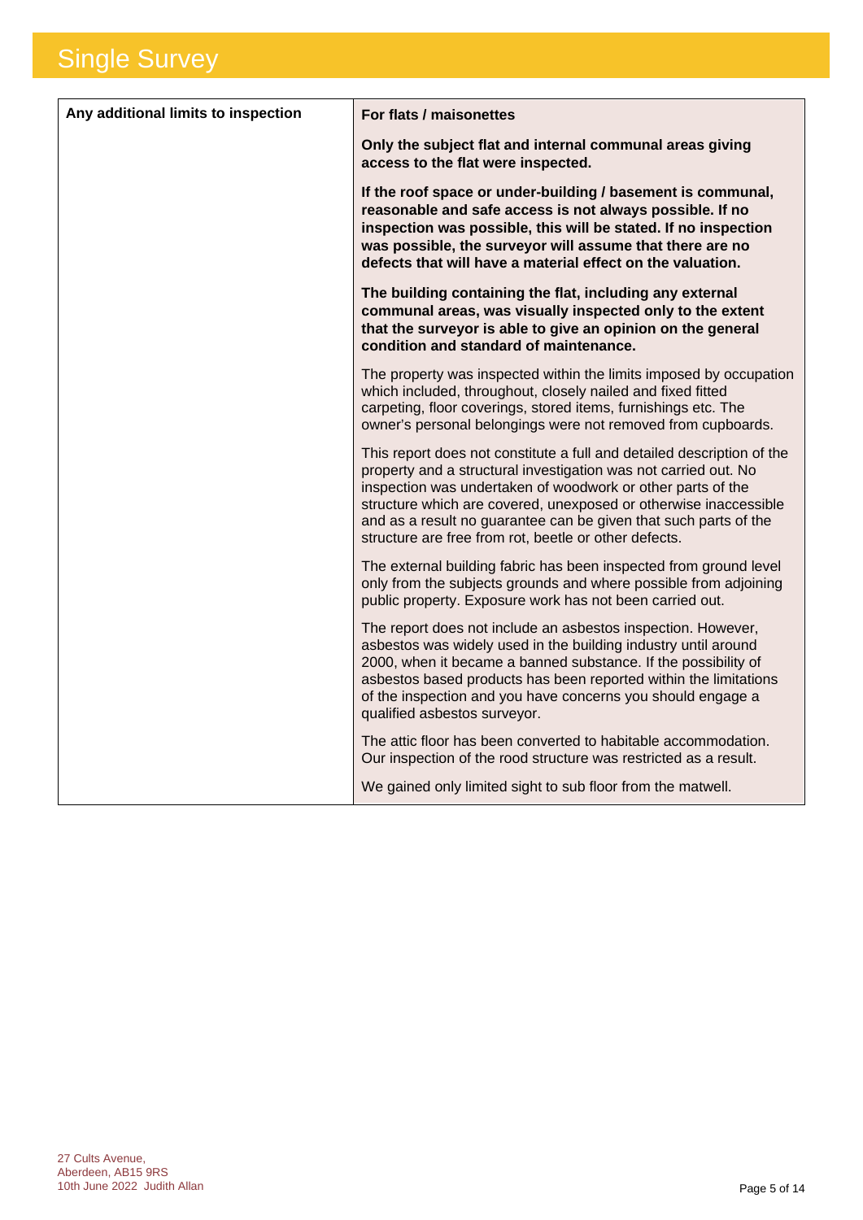# Single Survey

| Any additional limits to inspection | **For flats / maisonettes**<br><br>**Only the subject flat and internal communal areas giving access to the flat were inspected.**<br><br>**If the roof space or under-building / basement is communal, reasonable and safe access is not always possible. If no inspection was possible, this will be stated. If no inspection was possible, the surveyor will assume that there are no defects that will have a material effect on the valuation.**<br><br>**The building containing the flat, including any external communal areas, was visually inspected only to the extent that the surveyor is able to give an opinion on the general condition and standard of maintenance.**<br><br>The property was inspected within the limits imposed by occupation which included, throughout, closely nailed and fixed fitted carpeting, floor coverings, stored items, furnishings etc. The owner's personal belongings were not removed from cupboards.<br><br>This report does not constitute a full and detailed description of the property and a structural investigation was not carried out. No inspection was undertaken of woodwork or other parts of the structure which are covered, unexposed or otherwise inaccessible and as a result no guarantee can be given that such parts of the structure are free from rot, beetle or other defects.<br><br>The external building fabric has been inspected from ground level only from the subjects grounds and where possible from adjoining public property. Exposure work has not been carried out.<br><br>The report does not include an asbestos inspection. However, asbestos was widely used in the building industry until around 2000, when it became a banned substance. If the possibility of asbestos based products has been reported within the limitations of the inspection and you have concerns you should engage a qualified asbestos surveyor.<br><br>The attic floor has been converted to habitable accommodation. Our inspection of the rood structure was restricted as a result.<br><br>We gained only limited sight to sub floor from the matwell. |
|---|---|

27 Cults Avenue,
Aberdeen, AB15 9RS
10th June 2022 Judith Allan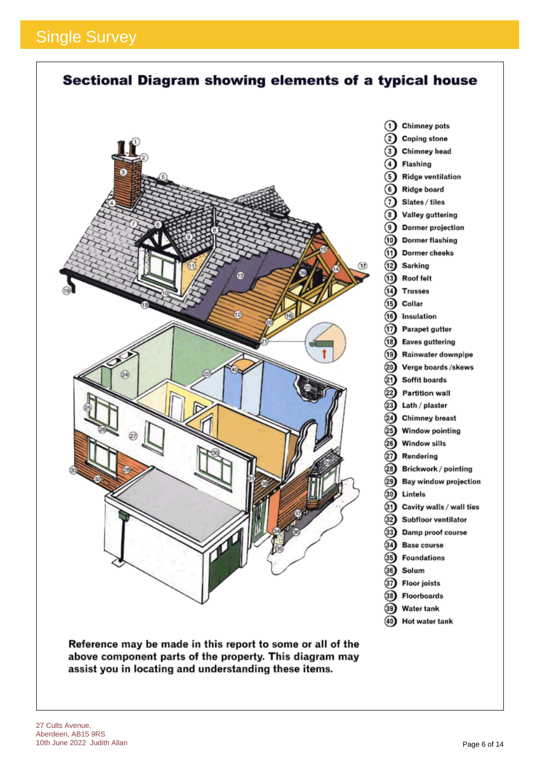# Single Survey

## Sectional Diagram showing elements of a typical house

1. Chimney pots
2. Coping stone
3. Chimney head
4. Flashing
5. Ridge ventilation
6. Ridge board
7. Slates / tiles
8. Valley guttering
9. Dormer projection
10. Dormer flashing
11. Dormer cheeks
12. Sarking
13. Roof felt
14. Trusses
15. Collar
16. Insulation
17. Parapet gutter
18. Eaves guttering
19. Rainwater downpipe
20. Verge boards /skews
21. Soffit boards
22. Partition wall
23. Lath / plaster
24. Chimney breast
25. Window pointing
26. Window sills
27. Rendering
28. Brickwork / pointing
29. Bay window projection
30. Lintels
31. Cavity walls / wall ties
32. Subfloor ventilator
33. Damp proof course
34. Base course
35. Foundations
36. Solum
37. Floor joists
38. Floorboards
39. Water tank
40. Hot water tank

**Reference may be made in this report to some or all of the above component parts of the property. This diagram may assist you in locating and understanding these items.**

27 Cults Avenue,
Aberdeen, AB15 9RS
10th June 2022 Judith Allan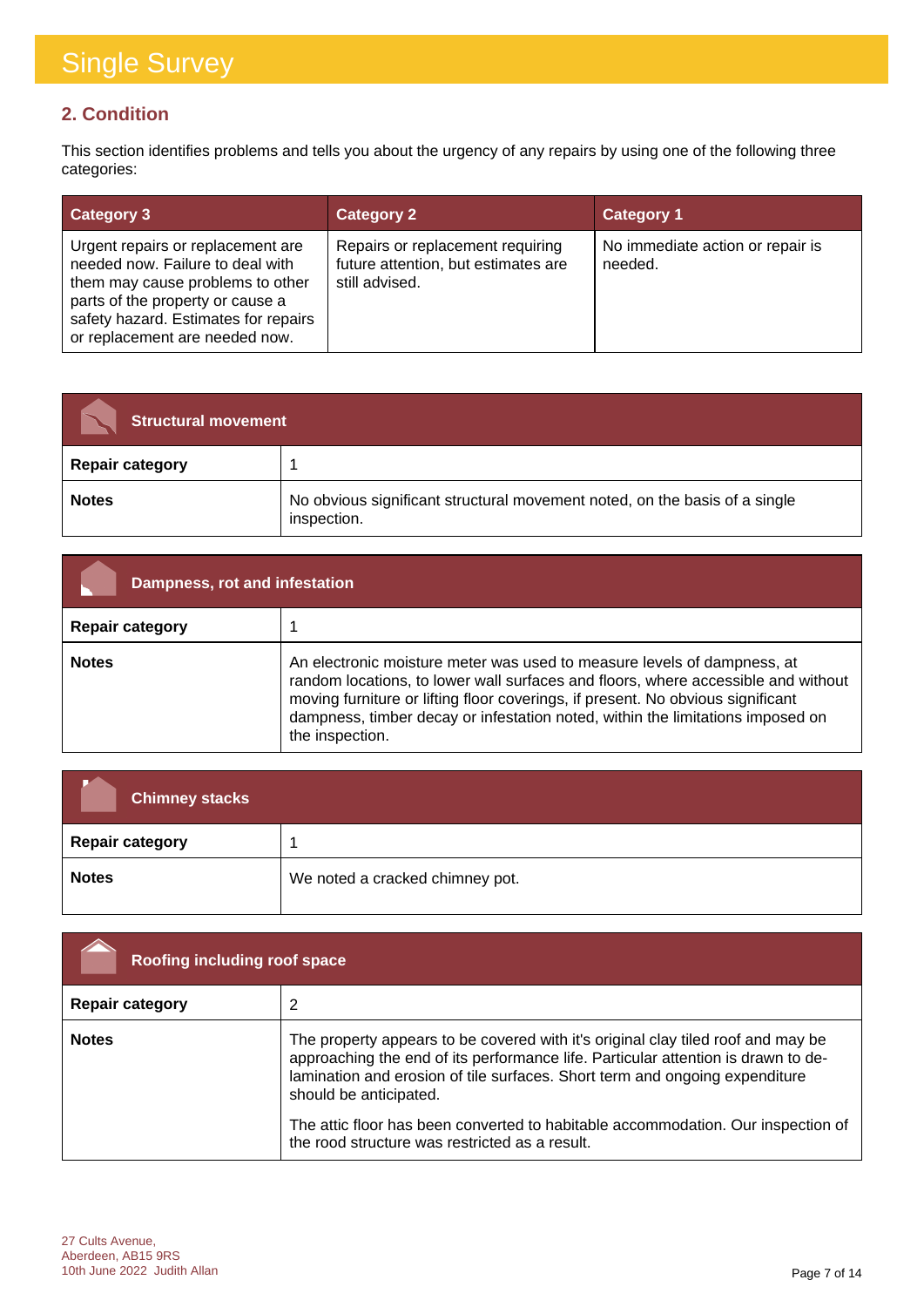# Single Survey

## 2. Condition

This section identifies problems and tells you about the urgency of any repairs by using one of the following three categories:

| Category 3 | Category 2 | Category 1 |
|---|---|---|
| Urgent repairs or replacement are needed now. Failure to deal with them may cause problems to other parts of the property or cause a safety hazard. Estimates for repairs or replacement are needed now. | Repairs or replacement requiring future attention, but estimates are still advised. | No immediate action or repair is needed. |

| Structural movement | |
|---|---|
| **Repair category** | 1 |
| **Notes** | No obvious significant structural movement noted, on the basis of a single inspection. |

| Dampness, rot and infestation | |
|---|---|
| **Repair category** | 1 |
| **Notes** | An electronic moisture meter was used to measure levels of dampness, at random locations, to lower wall surfaces and floors, where accessible and without moving furniture or lifting floor coverings, if present. No obvious significant dampness, timber decay or infestation noted, within the limitations imposed on the inspection. |

| Chimney stacks | |
|---|---|
| **Repair category** | 1 |
| **Notes** | We noted a cracked chimney pot. |

| Roofing including roof space | |
|---|---|
| **Repair category** | 2 |
| **Notes** | The property appears to be covered with it's original clay tiled roof and may be approaching the end of its performance life. Particular attention is drawn to de-lamination and erosion of tile surfaces. Short term and ongoing expenditure should be anticipated.<br><br>The attic floor has been converted to habitable accommodation. Our inspection of the rood structure was restricted as a result. |

27 Cults Avenue,
Aberdeen, AB15 9RS
10th June 2022 Judith Allan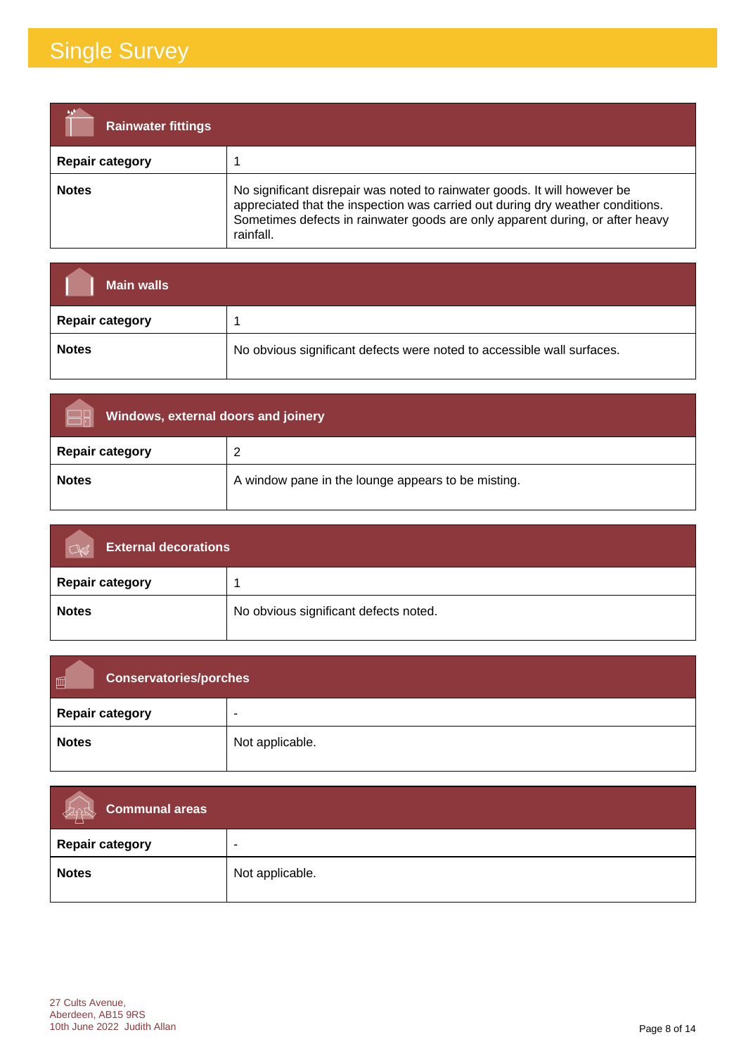# Single Survey

| Rainwater fittings | |
|---|---|
| **Repair category** | 1 |
| **Notes** | No significant disrepair was noted to rainwater goods. It will however be appreciated that the inspection was carried out during dry weather conditions. Sometimes defects in rainwater goods are only apparent during, or after heavy rainfall. |

| Main walls | |
|---|---|
| **Repair category** | 1 |
| **Notes** | No obvious significant defects were noted to accessible wall surfaces. |

| Windows, external doors and joinery | |
|---|---|
| **Repair category** | 2 |
| **Notes** | A window pane in the lounge appears to be misting. |

| External decorations | |
|---|---|
| **Repair category** | 1 |
| **Notes** | No obvious significant defects noted. |

| Conservatories/porches | |
|---|---|
| **Repair category** | - |
| **Notes** | Not applicable. |

| Communal areas | |
|---|---|
| **Repair category** | - |
| **Notes** | Not applicable. |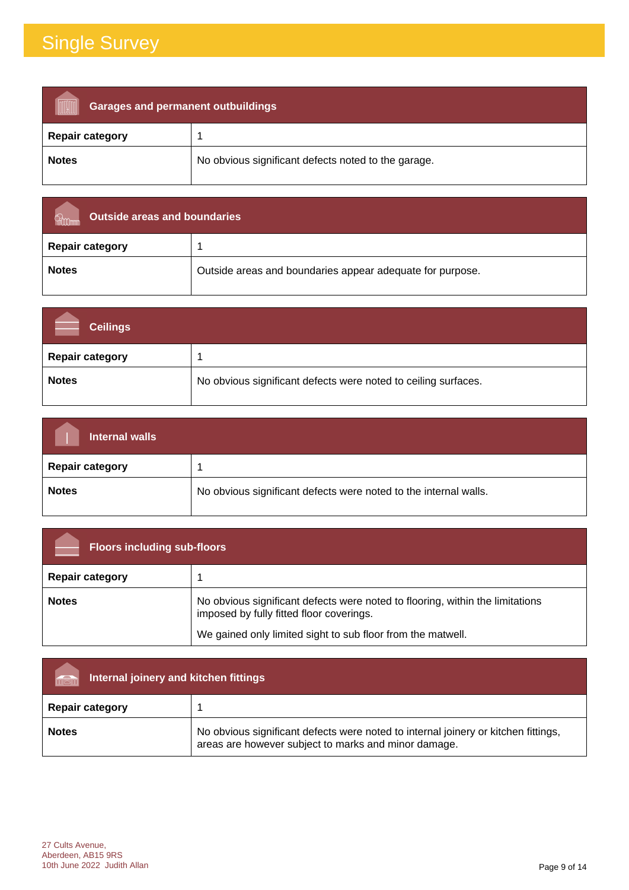| Garages and permanent outbuildings | |
|---|---|
| **Repair category** | 1 |
| **Notes** | No obvious significant defects noted to the garage. |

| Outside areas and boundaries | |
|---|---|
| **Repair category** | 1 |
| **Notes** | Outside areas and boundaries appear adequate for purpose. |

| Ceilings | |
|---|---|
| **Repair category** | 1 |
| **Notes** | No obvious significant defects were noted to ceiling surfaces. |

| Internal walls | |
|---|---|
| **Repair category** | 1 |
| **Notes** | No obvious significant defects were noted to the internal walls. |

| Floors including sub-floors | |
|---|---|
| **Repair category** | 1 |
| **Notes** | No obvious significant defects were noted to flooring, within the limitations imposed by fully fitted floor coverings.<br><br>We gained only limited sight to sub floor from the matwell. |

| Internal joinery and kitchen fittings | |
|---|---|
| **Repair category** | 1 |
| **Notes** | No obvious significant defects were noted to internal joinery or kitchen fittings, areas are however subject to marks and minor damage. |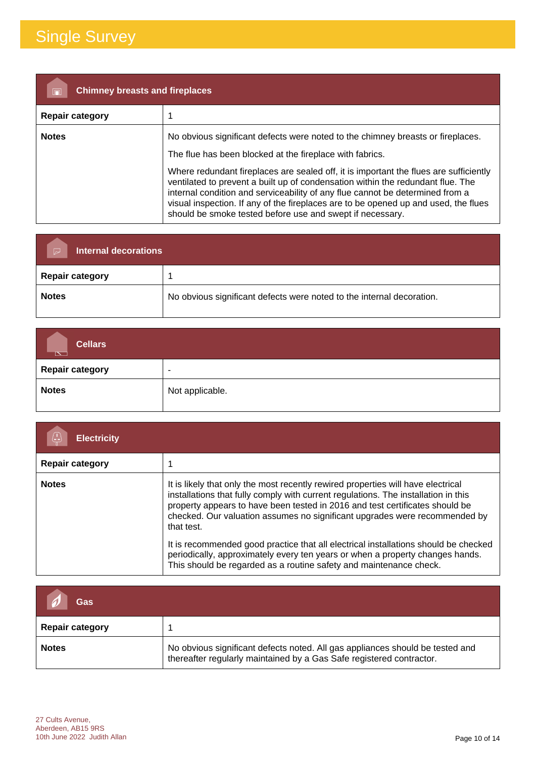# Single Survey

| Chimney breasts and fireplaces | |
|---|---|
| **Repair category** | 1 |
| **Notes** | No obvious significant defects were noted to the chimney breasts or fireplaces.<br><br>The flue has been blocked at the fireplace with fabrics.<br><br>Where redundant fireplaces are sealed off, it is important the flues are sufficiently ventilated to prevent a built up of condensation within the redundant flue. The internal condition and serviceability of any flue cannot be determined from a visual inspection. If any of the fireplaces are to be opened up and used, the flues should be smoke tested before use and swept if necessary. |

| Internal decorations | |
|---|---|
| **Repair category** | 1 |
| **Notes** | No obvious significant defects were noted to the internal decoration. |

| Cellars | |
|---|---|
| **Repair category** | - |
| **Notes** | Not applicable. |

| Electricity | |
|---|---|
| **Repair category** | 1 |
| **Notes** | It is likely that only the most recently rewired properties will have electrical installations that fully comply with current regulations. The installation in this property appears to have been tested in 2016 and test certificates should be checked. Our valuation assumes no significant upgrades were recommended by that test.<br><br>It is recommended good practice that all electrical installations should be checked periodically, approximately every ten years or when a property changes hands. This should be regarded as a routine safety and maintenance check. |

| Gas | |
|---|---|
| **Repair category** | 1 |
| **Notes** | No obvious significant defects noted. All gas appliances should be tested and thereafter regularly maintained by a Gas Safe registered contractor. |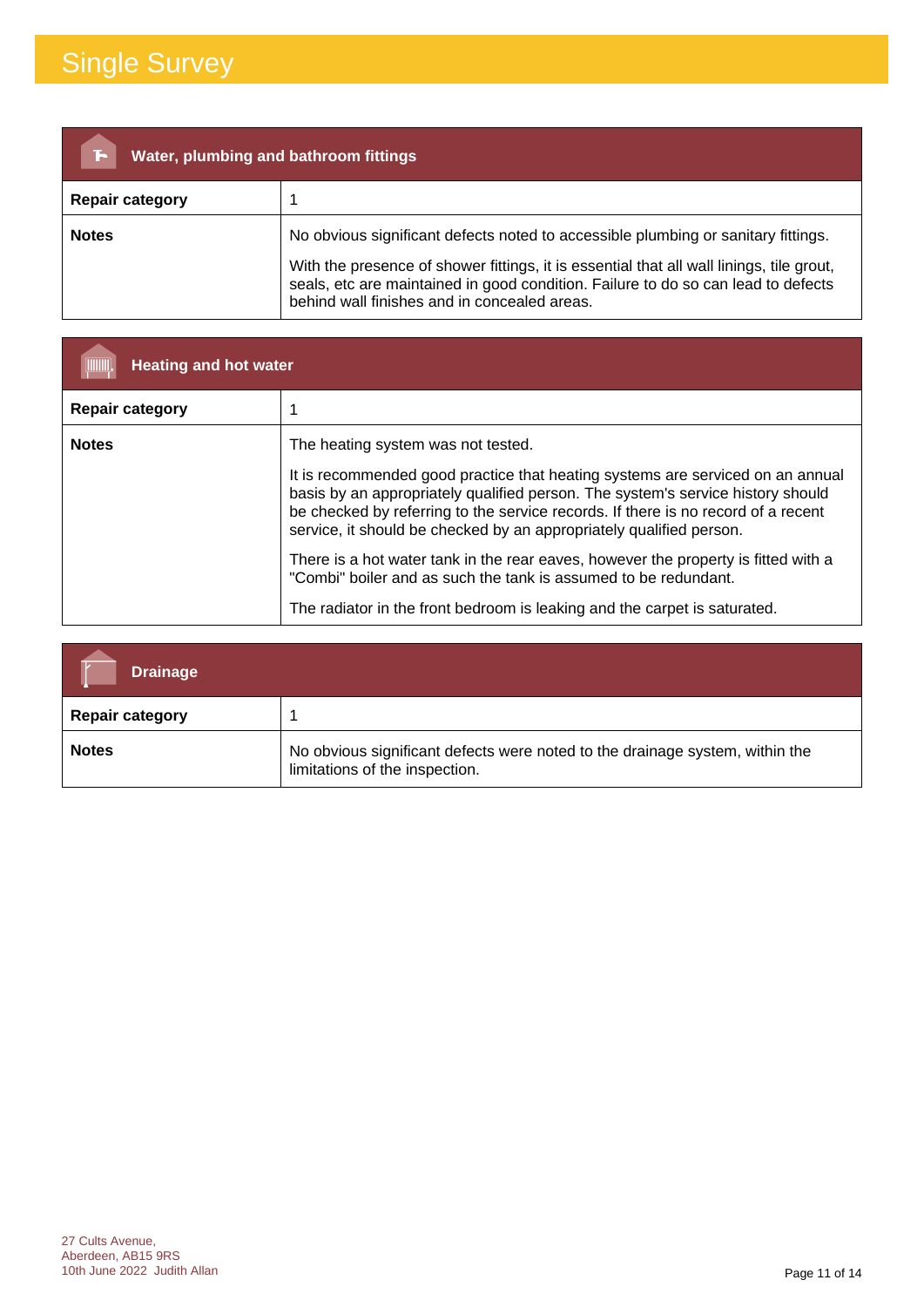# Single Survey

| Water, plumbing and bathroom fittings | |
|---|---|
| **Repair category** | 1 |
| **Notes** | No obvious significant defects noted to accessible plumbing or sanitary fittings.<br><br>With the presence of shower fittings, it is essential that all wall linings, tile grout, seals, etc are maintained in good condition. Failure to do so can lead to defects behind wall finishes and in concealed areas. |

| Heating and hot water | |
|---|---|
| **Repair category** | 1 |
| **Notes** | The heating system was not tested.<br><br>It is recommended good practice that heating systems are serviced on an annual basis by an appropriately qualified person. The system's service history should be checked by referring to the service records. If there is no record of a recent service, it should be checked by an appropriately qualified person.<br><br>There is a hot water tank in the rear eaves, however the property is fitted with a "Combi" boiler and as such the tank is assumed to be redundant.<br><br>The radiator in the front bedroom is leaking and the carpet is saturated. |

| Drainage | |
|---|---|
| **Repair category** | 1 |
| **Notes** | No obvious significant defects were noted to the drainage system, within the limitations of the inspection. |

27 Cults Avenue,
Aberdeen, AB15 9RS
10th June 2022 Judith Allan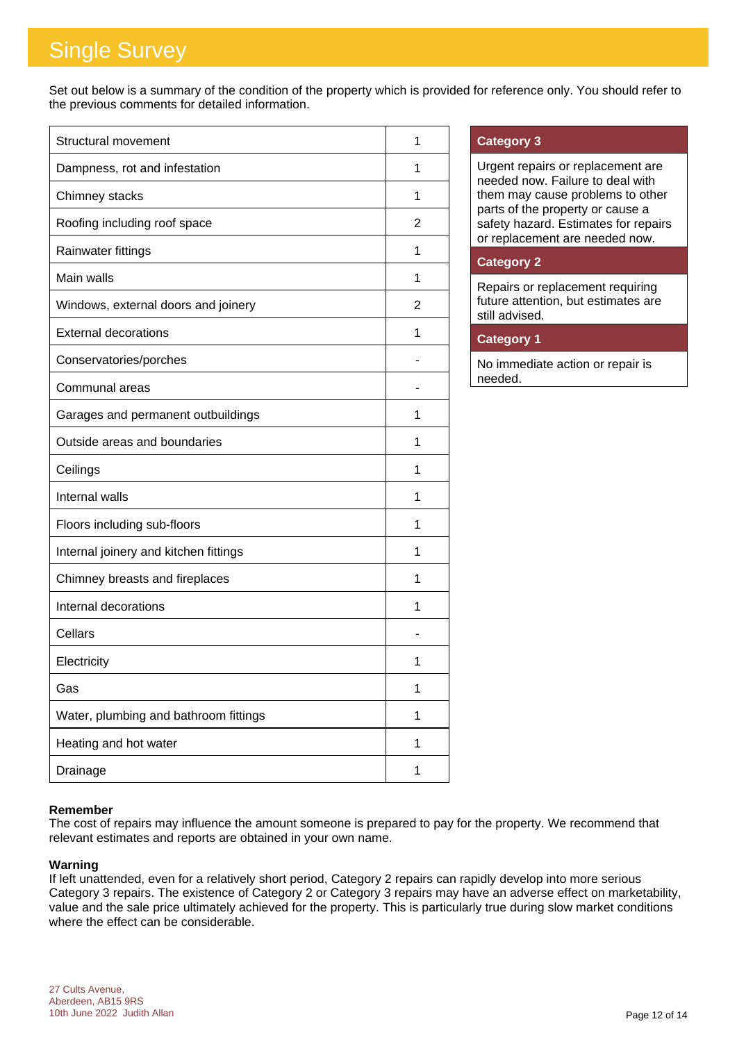# Single Survey

Set out below is a summary of the condition of the property which is provided for reference only. You should refer to the previous comments for detailed information.

| Element | Category |
|---|---|
| Structural movement | 1 |
| Dampness, rot and infestation | 1 |
| Chimney stacks | 1 |
| Roofing including roof space | 2 |
| Rainwater fittings | 1 |
| Main walls | 1 |
| Windows, external doors and joinery | 2 |
| External decorations | 1 |
| Conservatories/porches | - |
| Communal areas | - |
| Garages and permanent outbuildings | 1 |
| Outside areas and boundaries | 1 |
| Ceilings | 1 |
| Internal walls | 1 |
| Floors including sub-floors | 1 |
| Internal joinery and kitchen fittings | 1 |
| Chimney breasts and fireplaces | 1 |
| Internal decorations | 1 |
| Cellars | - |
| Electricity | 1 |
| Gas | 1 |
| Water, plumbing and bathroom fittings | 1 |
| Heating and hot water | 1 |
| Drainage | 1 |

**Category 3**

Urgent repairs or replacement are needed now. Failure to deal with them may cause problems to other parts of the property or cause a safety hazard. Estimates for repairs or replacement are needed now.

**Category 2**

Repairs or replacement requiring future attention, but estimates are still advised.

**Category 1**

No immediate action or repair is needed.

**Remember**

The cost of repairs may influence the amount someone is prepared to pay for the property. We recommend that relevant estimates and reports are obtained in your own name.

**Warning**

If left unattended, even for a relatively short period, Category 2 repairs can rapidly develop into more serious Category 3 repairs. The existence of Category 2 or Category 3 repairs may have an adverse effect on marketability, value and the sale price ultimately achieved for the property. This is particularly true during slow market conditions where the effect can be considerable.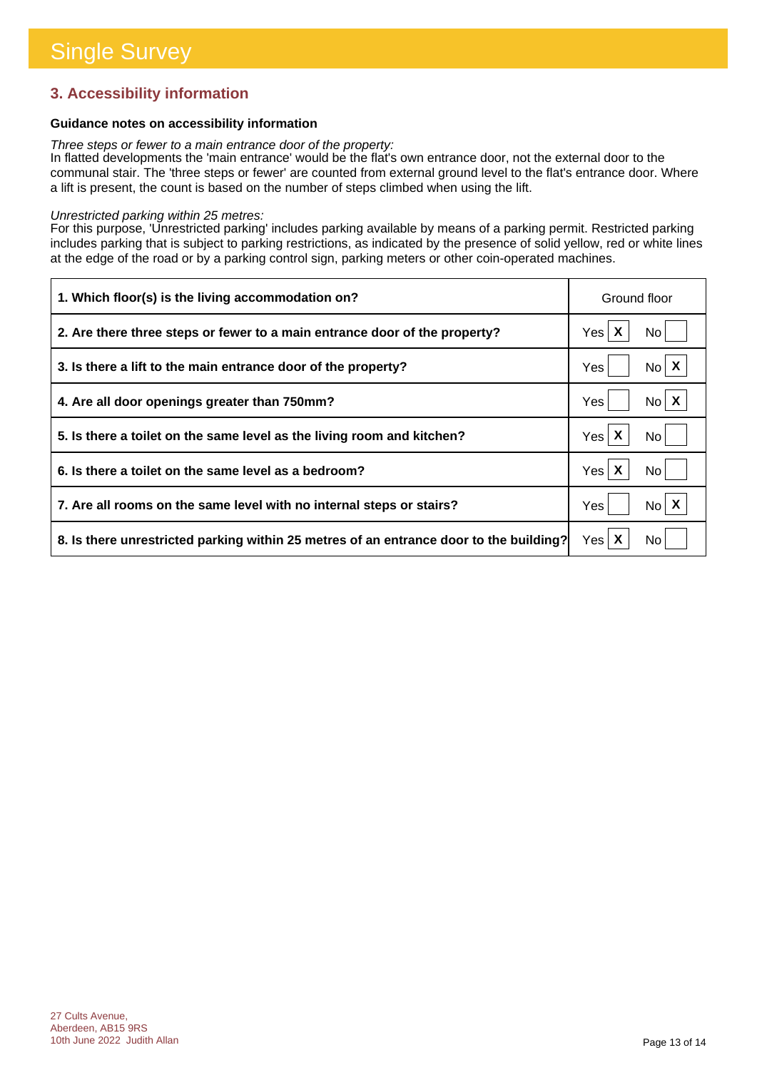# Single Survey

## 3. Accessibility information

**Guidance notes on accessibility information**

*Three steps or fewer to a main entrance door of the property:*
In flatted developments the 'main entrance' would be the flat's own entrance door, not the external door to the communal stair. The 'three steps or fewer' are counted from external ground level to the flat's entrance door. Where a lift is present, the count is based on the number of steps climbed when using the lift.

*Unrestricted parking within 25 metres:*
For this purpose, 'Unrestricted parking' includes parking available by means of a parking permit. Restricted parking includes parking that is subject to parking restrictions, as indicated by the presence of solid yellow, red or white lines at the edge of the road or by a parking control sign, parking meters or other coin-operated machines.

| Question | Answer |
|---|---|
| **1. Which floor(s) is the living accommodation on?** | Ground floor |
| **2. Are there three steps or fewer to a main entrance door of the property?** | Yes [X] No [ ] |
| **3. Is there a lift to the main entrance door of the property?** | Yes [ ] No [X] |
| **4. Are all door openings greater than 750mm?** | Yes [ ] No [X] |
| **5. Is there a toilet on the same level as the living room and kitchen?** | Yes [X] No [ ] |
| **6. Is there a toilet on the same level as a bedroom?** | Yes [X] No [ ] |
| **7. Are all rooms on the same level with no internal steps or stairs?** | Yes [ ] No [X] |
| **8. Is there unrestricted parking within 25 metres of an entrance door to the building?** | Yes [X] No [ ] |

27 Cults Avenue,
Aberdeen, AB15 9RS
10th June 2022 Judith Allan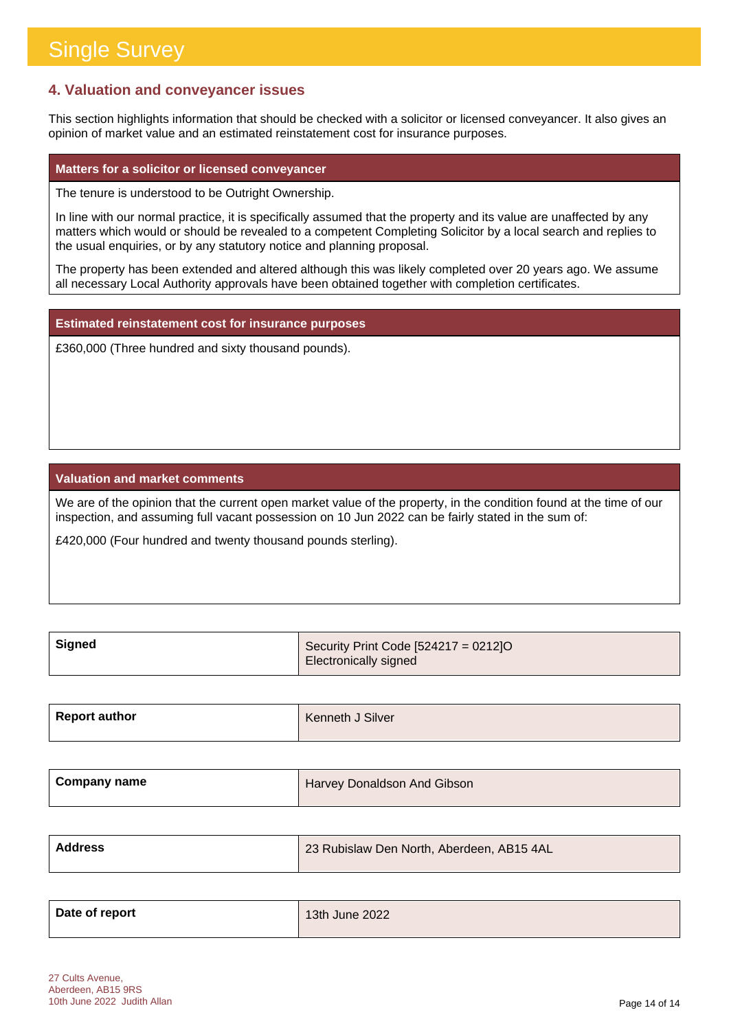## 4. Valuation and conveyancer issues

This section highlights information that should be checked with a solicitor or licensed conveyancer. It also gives an opinion of market value and an estimated reinstatement cost for insurance purposes.

### Matters for a solicitor or licensed conveyancer

The tenure is understood to be Outright Ownership.

In line with our normal practice, it is specifically assumed that the property and its value are unaffected by any matters which would or should be revealed to a competent Completing Solicitor by a local search and replies to the usual enquiries, or by any statutory notice and planning proposal.

The property has been extended and altered although this was likely completed over 20 years ago. We assume all necessary Local Authority approvals have been obtained together with completion certificates.

### Estimated reinstatement cost for insurance purposes

£360,000 (Three hundred and sixty thousand pounds).

### Valuation and market comments

We are of the opinion that the current open market value of the property, in the condition found at the time of our inspection, and assuming full vacant possession on 10 Jun 2022 can be fairly stated in the sum of:

£420,000 (Four hundred and twenty thousand pounds sterling).

| | |
|---|---|
| **Signed** | Security Print Code [524217 = 0212]O<br>Electronically signed |
| **Report author** | Kenneth J Silver |
| **Company name** | Harvey Donaldson And Gibson |
| **Address** | 23 Rubislaw Den North, Aberdeen, AB15 4AL |
| **Date of report** | 13th June 2022 |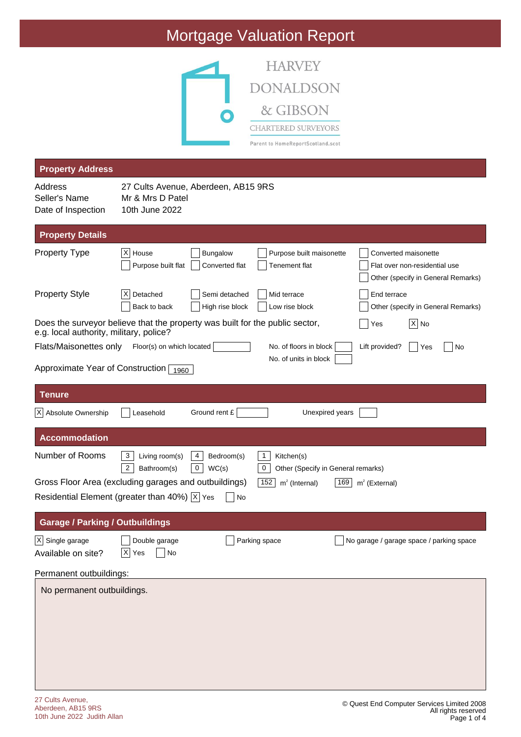# Mortgage Valuation Report

HARVEY DONALDSON & GIBSON
CHARTERED SURVEYORS
Parent to HomeReportScotland.scot

## Property Address

| | |
|---|---|
| Address | 27 Cults Avenue, Aberdeen, AB15 9RS |
| Seller's Name | Mr & Mrs D Patel |
| Date of Inspection | 10th June 2022 |

## Property Details

**Property Type**

- [X] House
- [ ] Bungalow
- [ ] Purpose built maisonette
- [ ] Converted maisonette
- [ ] Purpose built flat
- [ ] Converted flat
- [ ] Tenement flat
- [ ] Flat over non-residential use
- [ ] Other (specify in General Remarks)

**Property Style**

- [X] Detached
- [ ] Semi detached
- [ ] Mid terrace
- [ ] End terrace
- [ ] Back to back
- [ ] High rise block
- [ ] Low rise block
- [ ] Other (specify in General Remarks)

Does the surveyor believe that the property was built for the public sector, e.g. local authority, military, police? [ ] Yes [X] No

Flats/Maisonettes only: Floor(s) on which located: ___ No. of floors in block: ___ Lift provided? [ ] Yes [ ] No
No. of units in block: ___

Approximate Year of Construction: 1960

## Tenure

- [X] Absolute Ownership
- [ ] Leasehold

Ground rent £ ___ Unexpired years ___

## Accommodation

Number of Rooms: 3 Living room(s), 4 Bedroom(s), 1 Kitchen(s), 2 Bathroom(s), 0 WC(s), 0 Other (Specify in General remarks)

Gross Floor Area (excluding garages and outbuildings): 152 $m^2$ (Internal), 169 $m^2$ (External)

Residential Element (greater than 40%): [X] Yes [ ] No

## Garage / Parking / Outbuildings

- [X] Single garage
- [ ] Double garage
- [ ] Parking space
- [ ] No garage / garage space / parking space

Available on site? [X] Yes [ ] No

Permanent outbuildings:

No permanent outbuildings.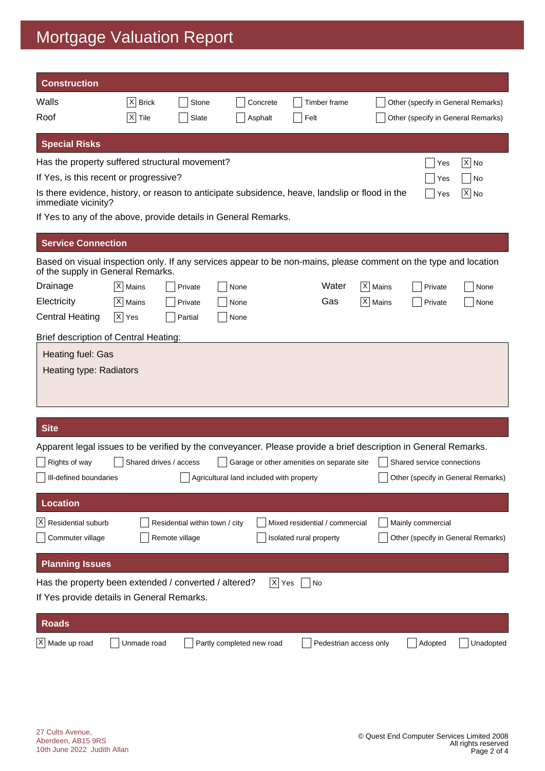# Mortgage Valuation Report

## Construction

| | | | | | |
|---|---|---|---|---|---|
| Walls | [X] Brick | [ ] Stone | [ ] Concrete | [ ] Timber frame | [ ] Other (specify in General Remarks) |
| Roof | [X] Tile | [ ] Slate | [ ] Asphalt | [ ] Felt | [ ] Other (specify in General Remarks) |

## Special Risks

| | | |
|---|---|---|
| Has the property suffered structural movement? | [ ] Yes | [X] No |
| If Yes, is this recent or progressive? | [ ] Yes | [ ] No |
| Is there evidence, history, or reason to anticipate subsidence, heave, landslip or flood in the immediate vicinity? | [ ] Yes | [X] No |

If Yes to any of the above, provide details in General Remarks.

## Service Connection

Based on visual inspection only. If any services appear to be non-mains, please comment on the type and location of the supply in General Remarks.

| | | | | | | | |
|---|---|---|---|---|---|---|---|
| Drainage | [X] Mains | [ ] Private | [ ] None | Water | [X] Mains | [ ] Private | [ ] None |
| Electricity | [X] Mains | [ ] Private | [ ] None | Gas | [X] Mains | [ ] Private | [ ] None |
| Central Heating | [X] Yes | [ ] Partial | [ ] None | | | | |

Brief description of Central Heating:

Heating fuel: Gas

Heating type: Radiators

## Site

Apparent legal issues to be verified by the conveyancer. Please provide a brief description in General Remarks.

- [ ] Rights of way
- [ ] Shared drives / access
- [ ] Garage or other amenities on separate site
- [ ] Shared service connections
- [ ] Ill-defined boundaries
- [ ] Agricultural land included with property
- [ ] Other (specify in General Remarks)

## Location

- [X] Residential suburb
- [ ] Residential within town / city
- [ ] Mixed residential / commercial
- [ ] Mainly commercial
- [ ] Commuter village
- [ ] Remote village
- [ ] Isolated rural property
- [ ] Other (specify in General Remarks)

## Planning Issues

Has the property been extended / converted / altered? [X] Yes [ ] No

If Yes provide details in General Remarks.

## Roads

- [X] Made up road
- [ ] Unmade road
- [ ] Partly completed new road
- [ ] Pedestrian access only
- [ ] Adopted
- [ ] Unadopted

27 Cults Avenue,
Aberdeen, AB15 9RS
10th June 2022 Judith Allan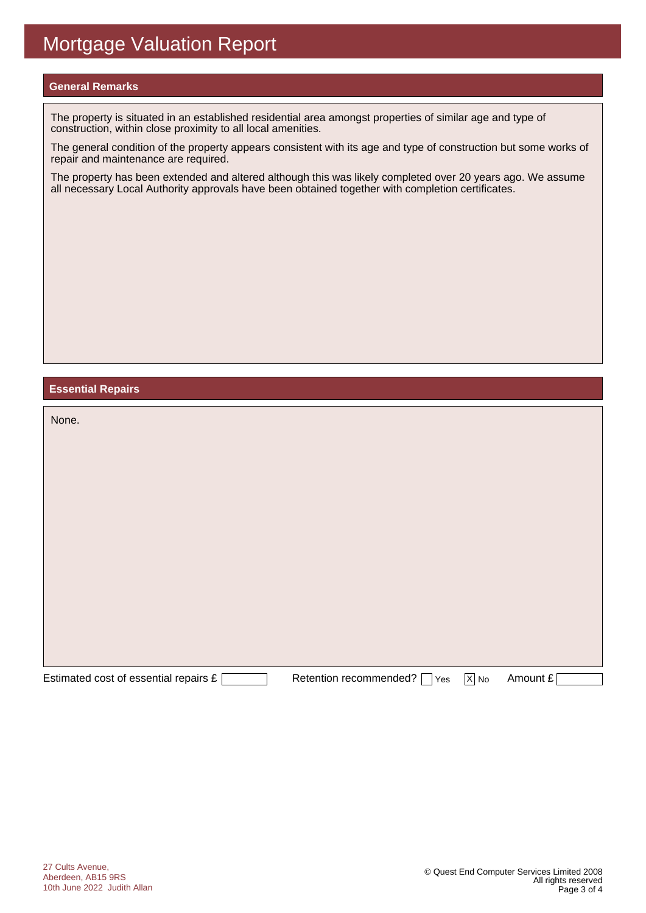# Mortgage Valuation Report

## General Remarks

The property is situated in an established residential area amongst properties of similar age and type of construction, within close proximity to all local amenities.

The general condition of the property appears consistent with its age and type of construction but some works of repair and maintenance are required.

The property has been extended and altered although this was likely completed over 20 years ago. We assume all necessary Local Authority approvals have been obtained together with completion certificates.

## Essential Repairs

None.

Estimated cost of essential repairs £ ___ Retention recommended? [ ] Yes [X] No Amount £ ___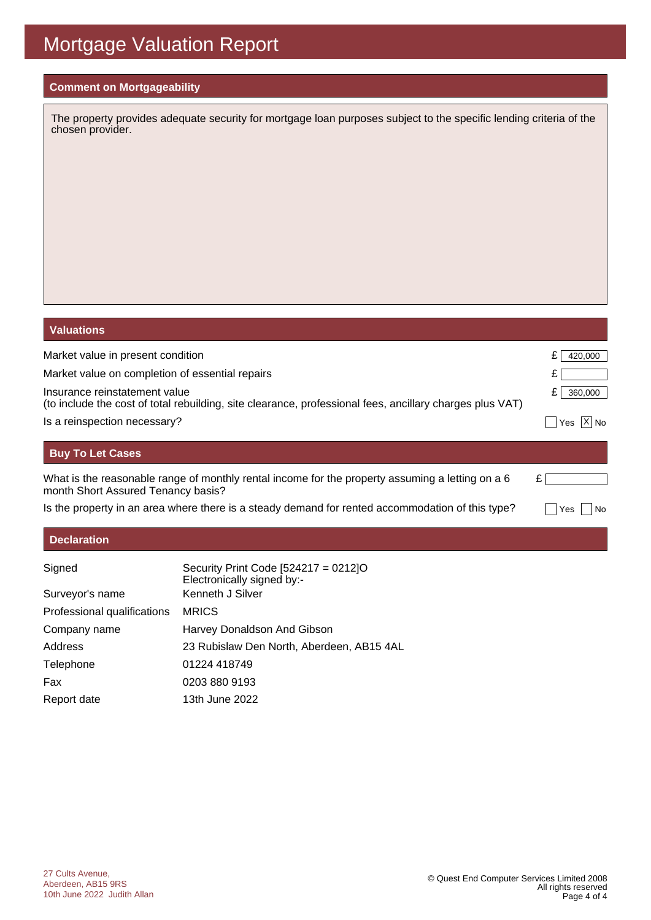# Mortgage Valuation Report

## Comment on Mortgageability

The property provides adequate security for mortgage loan purposes subject to the specific lending criteria of the chosen provider.

## Valuations

| | |
|---|---|
| Market value in present condition | £ 420,000 |
| Market value on completion of essential repairs | £ |
| Insurance reinstatement value<br>(to include the cost of total rebuilding, site clearance, professional fees, ancillary charges plus VAT) | £ 360,000 |
| Is a reinspection necessary? | ☐ Yes ☒ No |

## Buy To Let Cases

| | |
|---|---|
| What is the reasonable range of monthly rental income for the property assuming a letting on a 6 month Short Assured Tenancy basis? | £ |
| Is the property in an area where there is a steady demand for rented accommodation of this type? | ☐ Yes ☐ No |

## Declaration

| | |
|---|---|
| Signed | Security Print Code [524217 = 0212]O<br>Electronically signed by:- |
| Surveyor's name | Kenneth J Silver |
| Professional qualifications | MRICS |
| Company name | Harvey Donaldson And Gibson |
| Address | 23 Rubislaw Den North, Aberdeen, AB15 4AL |
| Telephone | 01224 418749 |
| Fax | 0203 880 9193 |
| Report date | 13th June 2022 |